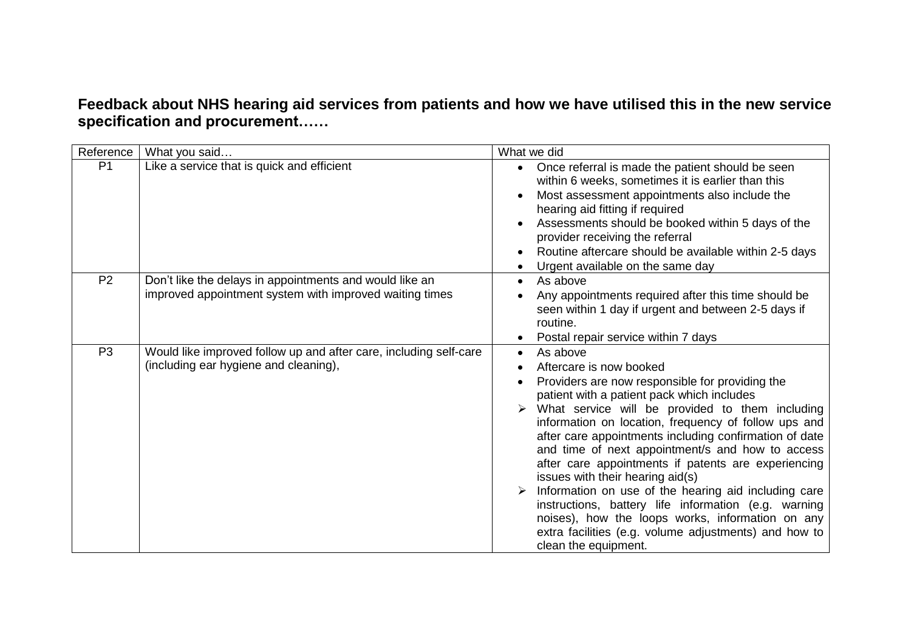**Feedback about NHS hearing aid services from patients and how we have utilised this in the new service specification and procurement……**

| Reference | What you said… | What we did |
|---|---|---|
| P1 | Like a service that is quick and efficient | • Once referral is made the patient should be seen within 6 weeks, sometimes it is earlier than this<br>• Most assessment appointments also include the hearing aid fitting if required<br>• Assessments should be booked within 5 days of the provider receiving the referral<br>• Routine aftercare should be available within 2-5 days<br>• Urgent available on the same day |
| P2 | Don't like the delays in appointments and would like an improved appointment system with improved waiting times | • As above<br>• Any appointments required after this time should be seen within 1 day if urgent and between 2-5 days if routine.<br>• Postal repair service within 7 days |
| P3 | Would like improved follow up and after care, including self-care (including ear hygiene and cleaning), | • As above<br>• Aftercare is now booked<br>• Providers are now responsible for providing the patient with a patient pack which includes<br>➢ What service will be provided to them including information on location, frequency of follow ups and after care appointments including confirmation of date and time of next appointment/s and how to access after care appointments if patents are experiencing issues with their hearing aid(s)<br>➢ Information on use of the hearing aid including care instructions, battery life information (e.g. warning noises), how the loops works, information on any extra facilities (e.g. volume adjustments) and how to clean the equipment. |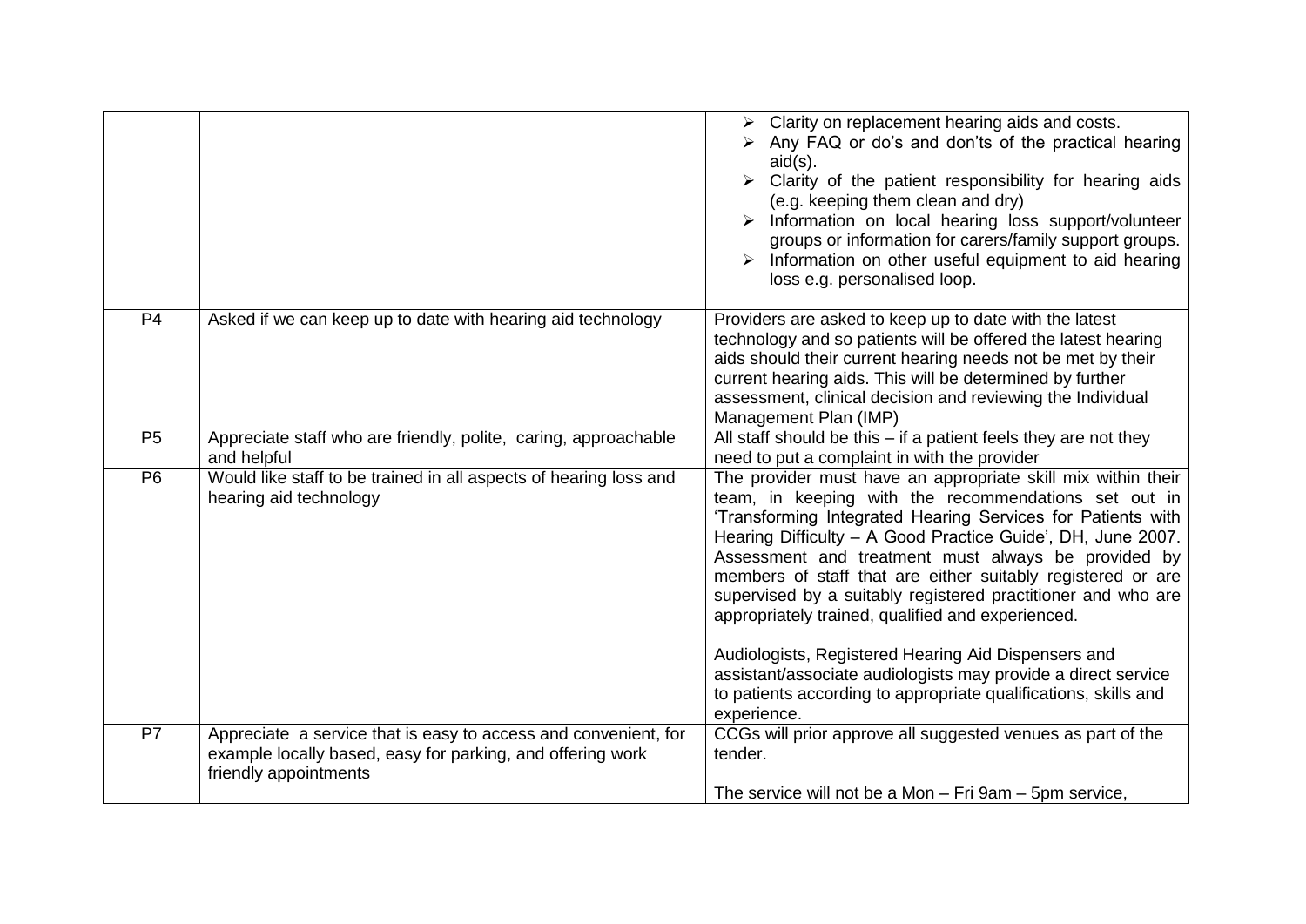| | | |
|---|---|---|
| | | <ul><li>Clarity on replacement hearing aids and costs.</li><li>Any FAQ or do's and don'ts of the practical hearing aid(s).</li><li>Clarity of the patient responsibility for hearing aids (e.g. keeping them clean and dry)</li><li>Information on local hearing loss support/volunteer groups or information for carers/family support groups.</li><li>Information on other useful equipment to aid hearing loss e.g. personalised loop.</li></ul> |
| P4 | Asked if we can keep up to date with hearing aid technology | Providers are asked to keep up to date with the latest technology and so patients will be offered the latest hearing aids should their current hearing needs not be met by their current hearing aids. This will be determined by further assessment, clinical decision and reviewing the Individual Management Plan (IMP) |
| P5 | Appreciate staff who are friendly, polite, caring, approachable and helpful | All staff should be this – if a patient feels they are not they need to put a complaint in with the provider |
| P6 | Would like staff to be trained in all aspects of hearing loss and hearing aid technology | The provider must have an appropriate skill mix within their team, in keeping with the recommendations set out in 'Transforming Integrated Hearing Services for Patients with Hearing Difficulty – A Good Practice Guide', DH, June 2007. Assessment and treatment must always be provided by members of staff that are either suitably registered or are supervised by a suitably registered practitioner and who are appropriately trained, qualified and experienced.<br><br>Audiologists, Registered Hearing Aid Dispensers and assistant/associate audiologists may provide a direct service to patients according to appropriate qualifications, skills and experience. |
| P7 | Appreciate a service that is easy to access and convenient, for example locally based, easy for parking, and offering work friendly appointments | CCGs will prior approve all suggested venues as part of the tender.<br><br>The service will not be a Mon – Fri 9am – 5pm service, |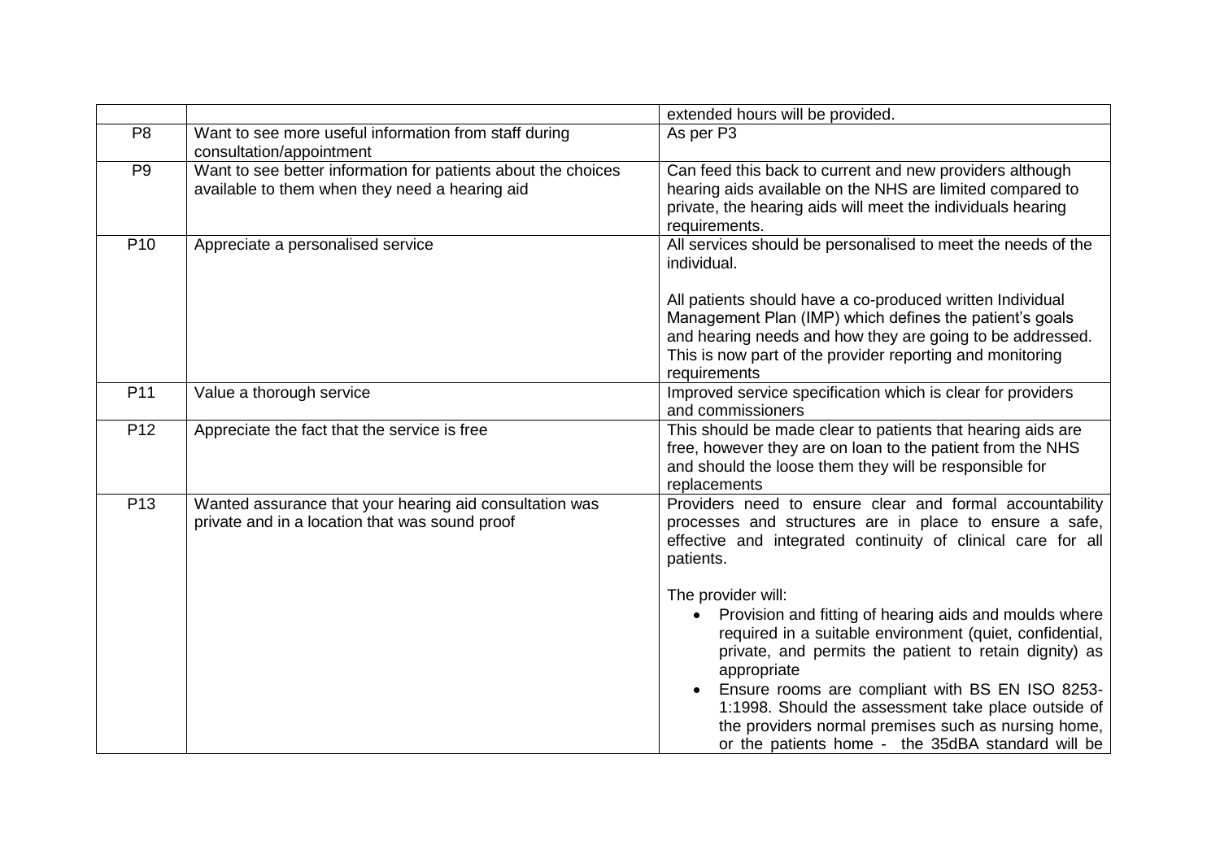| | | |
|---|---|---|
| | | extended hours will be provided. |
| P8 | Want to see more useful information from staff during consultation/appointment | As per P3 |
| P9 | Want to see better information for patients about the choices available to them when they need a hearing aid | Can feed this back to current and new providers although hearing aids available on the NHS are limited compared to private, the hearing aids will meet the individuals hearing requirements. |
| P10 | Appreciate a personalised service | All services should be personalised to meet the needs of the individual.<br><br>All patients should have a co-produced written Individual Management Plan (IMP) which defines the patient's goals and hearing needs and how they are going to be addressed. This is now part of the provider reporting and monitoring requirements |
| P11 | Value a thorough service | Improved service specification which is clear for providers and commissioners |
| P12 | Appreciate the fact that the service is free | This should be made clear to patients that hearing aids are free, however they are on loan to the patient from the NHS and should the loose them they will be responsible for replacements |
| P13 | Wanted assurance that your hearing aid consultation was private and in a location that was sound proof | Providers need to ensure clear and formal accountability processes and structures are in place to ensure a safe, effective and integrated continuity of clinical care for all patients.<br><br>The provider will:<br>• Provision and fitting of hearing aids and moulds where required in a suitable environment (quiet, confidential, private, and permits the patient to retain dignity) as appropriate<br>• Ensure rooms are compliant with BS EN ISO 8253-1:1998. Should the assessment take place outside of the providers normal premises such as nursing home, or the patients home - the 35dBA standard will be |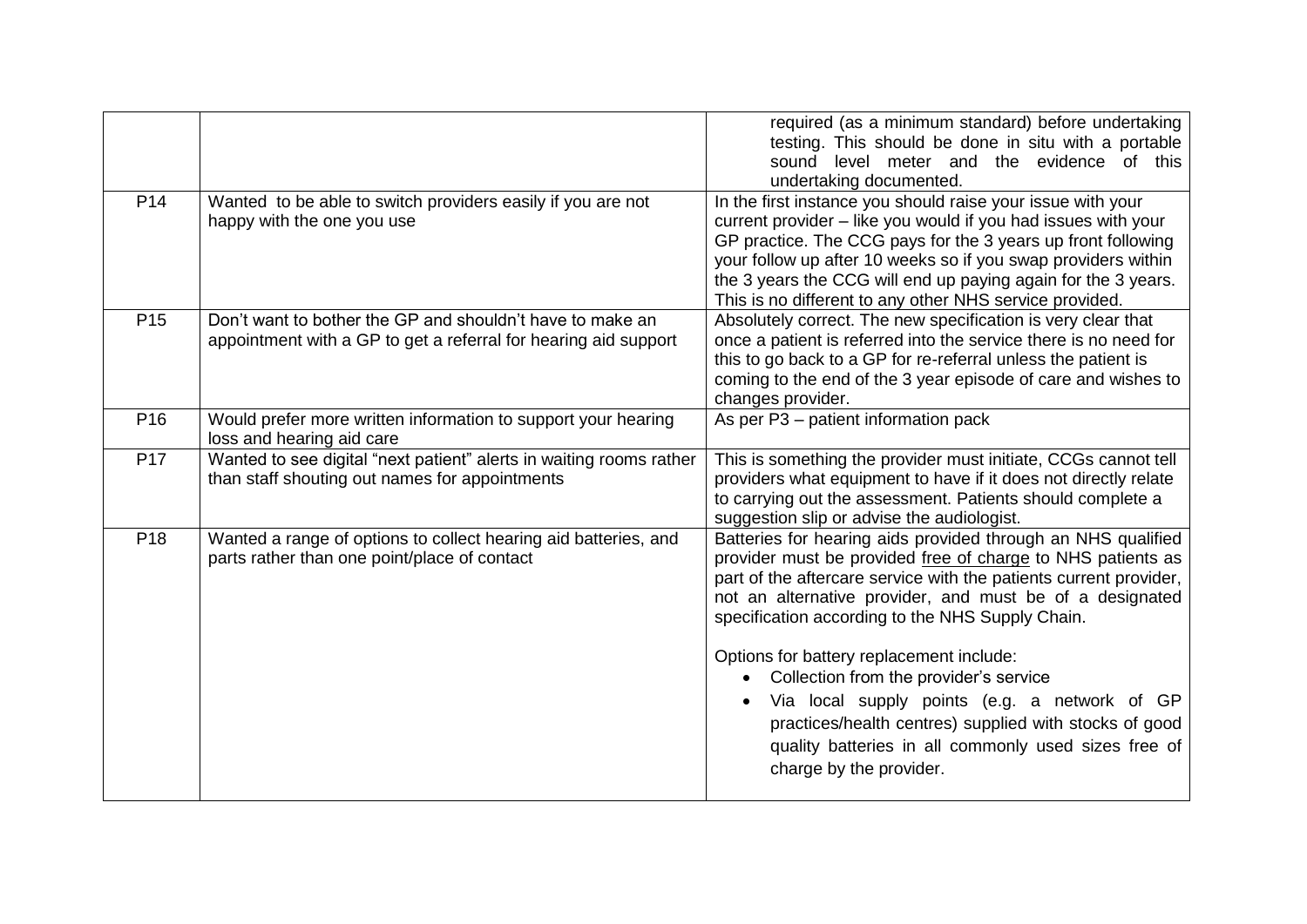| | | |
|---|---|---|
| | | required (as a minimum standard) before undertaking testing. This should be done in situ with a portable sound level meter and the evidence of this undertaking documented. |
| P14 | Wanted to be able to switch providers easily if you are not happy with the one you use | In the first instance you should raise your issue with your current provider – like you would if you had issues with your GP practice. The CCG pays for the 3 years up front following your follow up after 10 weeks so if you swap providers within the 3 years the CCG will end up paying again for the 3 years. This is no different to any other NHS service provided. |
| P15 | Don't want to bother the GP and shouldn't have to make an appointment with a GP to get a referral for hearing aid support | Absolutely correct. The new specification is very clear that once a patient is referred into the service there is no need for this to go back to a GP for re-referral unless the patient is coming to the end of the 3 year episode of care and wishes to changes provider. |
| P16 | Would prefer more written information to support your hearing loss and hearing aid care | As per P3 – patient information pack |
| P17 | Wanted to see digital "next patient" alerts in waiting rooms rather than staff shouting out names for appointments | This is something the provider must initiate, CCGs cannot tell providers what equipment to have if it does not directly relate to carrying out the assessment. Patients should complete a suggestion slip or advise the audiologist. |
| P18 | Wanted a range of options to collect hearing aid batteries, and parts rather than one point/place of contact | Batteries for hearing aids provided through an NHS qualified provider must be provided free of charge to NHS patients as part of the aftercare service with the patients current provider, not an alternative provider, and must be of a designated specification according to the NHS Supply Chain.<br><br>Options for battery replacement include:<br>• Collection from the provider's service<br>• Via local supply points (e.g. a network of GP practices/health centres) supplied with stocks of good quality batteries in all commonly used sizes free of charge by the provider. |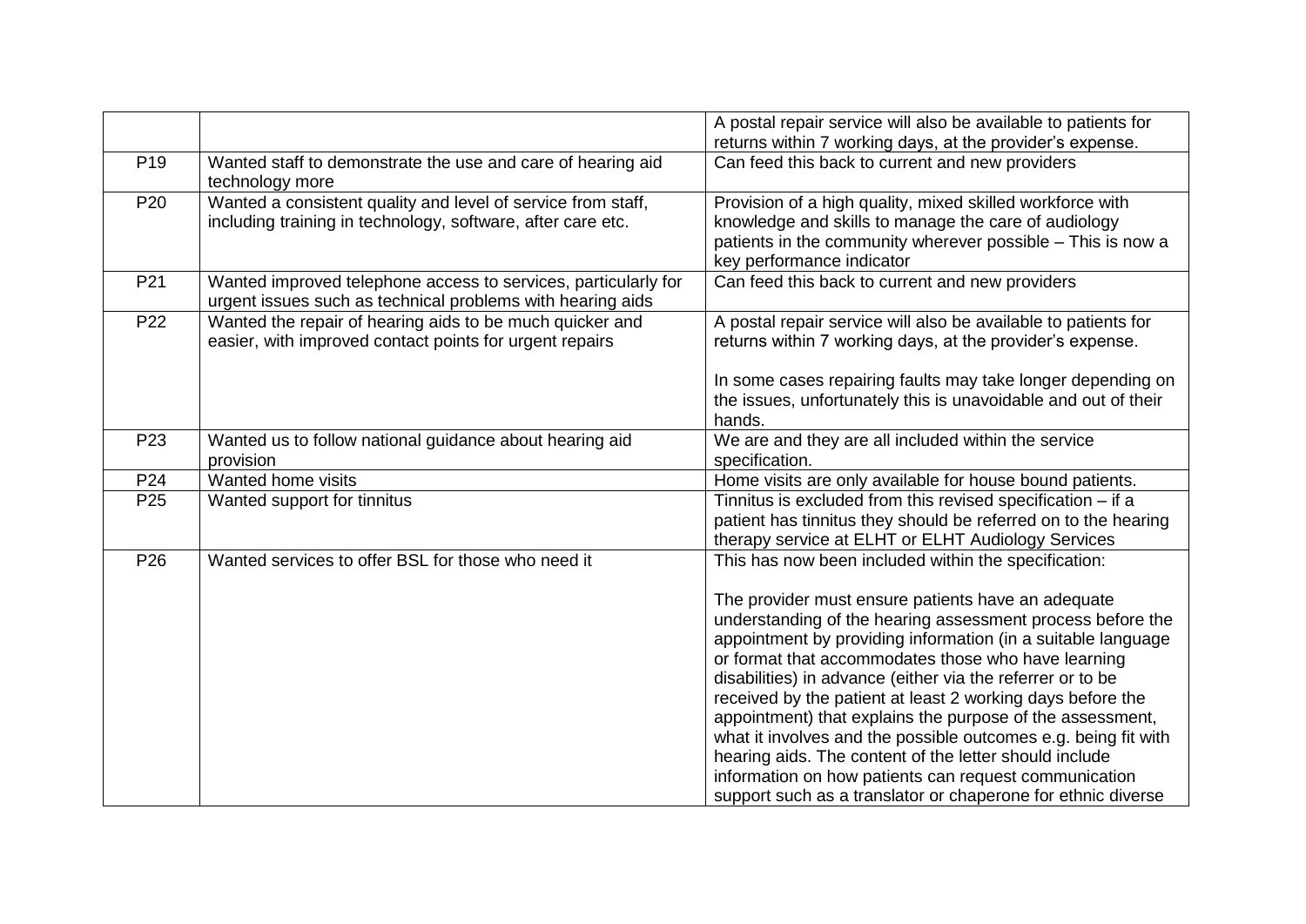| | | |
|---|---|---|
| | | A postal repair service will also be available to patients for returns within 7 working days, at the provider's expense. |
| P19 | Wanted staff to demonstrate the use and care of hearing aid technology more | Can feed this back to current and new providers |
| P20 | Wanted a consistent quality and level of service from staff, including training in technology, software, after care etc. | Provision of a high quality, mixed skilled workforce with knowledge and skills to manage the care of audiology patients in the community wherever possible – This is now a key performance indicator |
| P21 | Wanted improved telephone access to services, particularly for urgent issues such as technical problems with hearing aids | Can feed this back to current and new providers |
| P22 | Wanted the repair of hearing aids to be much quicker and easier, with improved contact points for urgent repairs | A postal repair service will also be available to patients for returns within 7 working days, at the provider's expense.<br><br>In some cases repairing faults may take longer depending on the issues, unfortunately this is unavoidable and out of their hands. |
| P23 | Wanted us to follow national guidance about hearing aid provision | We are and they are all included within the service specification. |
| P24 | Wanted home visits | Home visits are only available for house bound patients. |
| P25 | Wanted support for tinnitus | Tinnitus is excluded from this revised specification – if a patient has tinnitus they should be referred on to the hearing therapy service at ELHT or ELHT Audiology Services |
| P26 | Wanted services to offer BSL for those who need it | This has now been included within the specification:<br><br>The provider must ensure patients have an adequate understanding of the hearing assessment process before the appointment by providing information (in a suitable language or format that accommodates those who have learning disabilities) in advance (either via the referrer or to be received by the patient at least 2 working days before the appointment) that explains the purpose of the assessment, what it involves and the possible outcomes e.g. being fit with hearing aids. The content of the letter should include information on how patients can request communication support such as a translator or chaperone for ethnic diverse |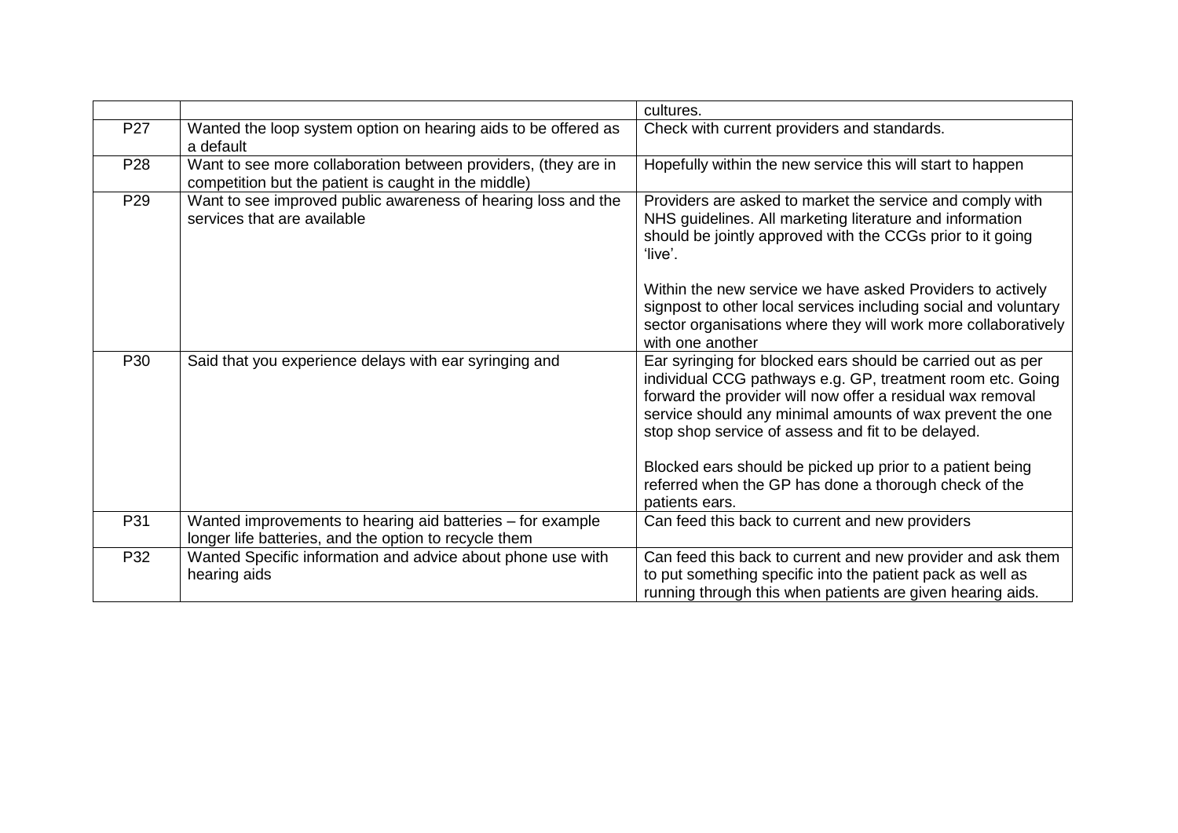| | | |
|---|---|---|
| | | cultures. |
| P27 | Wanted the loop system option on hearing aids to be offered as a default | Check with current providers and standards. |
| P28 | Want to see more collaboration between providers, (they are in competition but the patient is caught in the middle) | Hopefully within the new service this will start to happen |
| P29 | Want to see improved public awareness of hearing loss and the services that are available | Providers are asked to market the service and comply with NHS guidelines. All marketing literature and information should be jointly approved with the CCGs prior to it going 'live'.<br><br>Within the new service we have asked Providers to actively signpost to other local services including social and voluntary sector organisations where they will work more collaboratively with one another |
| P30 | Said that you experience delays with ear syringing and | Ear syringing for blocked ears should be carried out as per individual CCG pathways e.g. GP, treatment room etc. Going forward the provider will now offer a residual wax removal service should any minimal amounts of wax prevent the one stop shop service of assess and fit to be delayed.<br><br>Blocked ears should be picked up prior to a patient being referred when the GP has done a thorough check of the patients ears. |
| P31 | Wanted improvements to hearing aid batteries – for example longer life batteries, and the option to recycle them | Can feed this back to current and new providers |
| P32 | Wanted Specific information and advice about phone use with hearing aids | Can feed this back to current and new provider and ask them to put something specific into the patient pack as well as running through this when patients are given hearing aids. |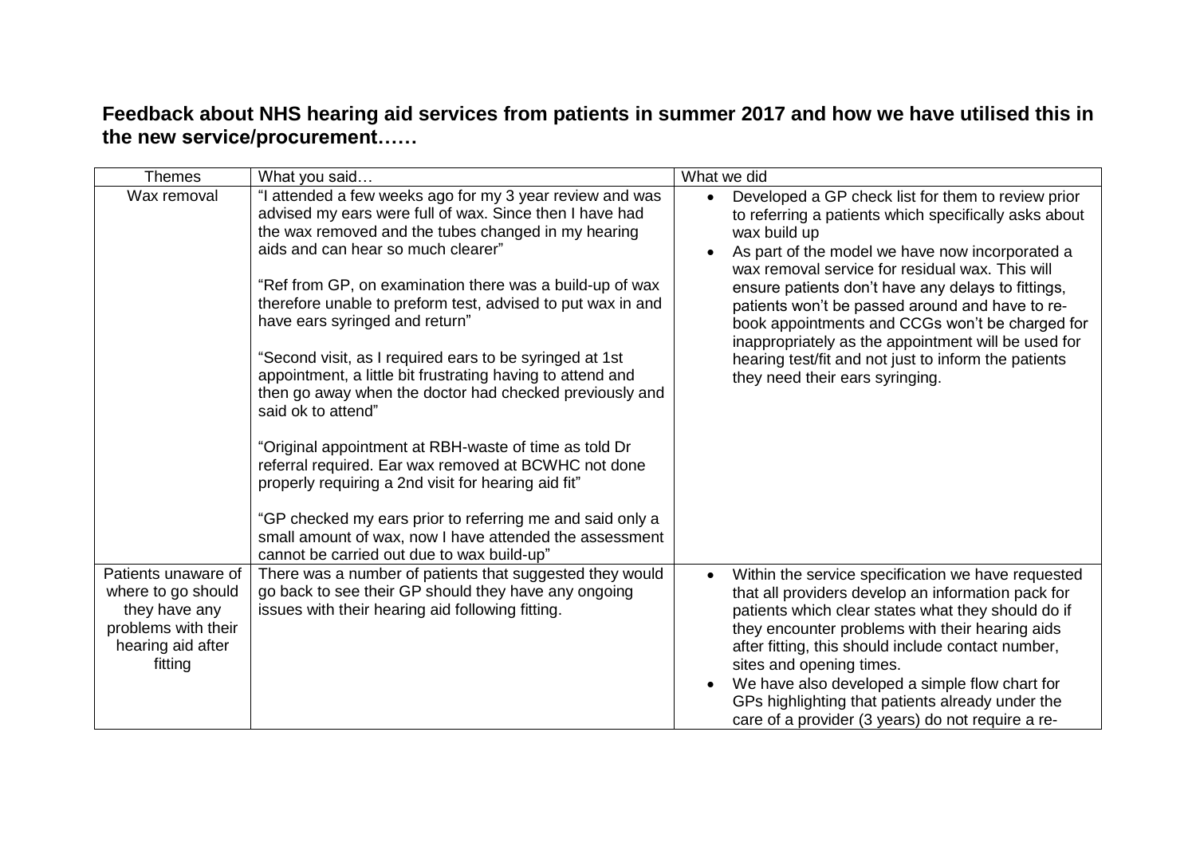**Feedback about NHS hearing aid services from patients in summer 2017 and how we have utilised this in the new service/procurement……**

| Themes | What you said… | What we did |
|---|---|---|
| Wax removal | "I attended a few weeks ago for my 3 year review and was advised my ears were full of wax. Since then I have had the wax removed and the tubes changed in my hearing aids and can hear so much clearer"<br><br>"Ref from GP, on examination there was a build-up of wax therefore unable to preform test, advised to put wax in and have ears syringed and return"<br><br>"Second visit, as I required ears to be syringed at 1st appointment, a little bit frustrating having to attend and then go away when the doctor had checked previously and said ok to attend"<br><br>"Original appointment at RBH-waste of time as told Dr referral required. Ear wax removed at BCWHC not done properly requiring a 2nd visit for hearing aid fit"<br><br>"GP checked my ears prior to referring me and said only a small amount of wax, now I have attended the assessment cannot be carried out due to wax build-up" | • Developed a GP check list for them to review prior to referring a patients which specifically asks about wax build up<br>• As part of the model we have now incorporated a wax removal service for residual wax. This will ensure patients don't have any delays to fittings, patients won't be passed around and have to re-book appointments and CCGs won't be charged for inappropriately as the appointment will be used for hearing test/fit and not just to inform the patients they need their ears syringing. |
| Patients unaware of where to go should they have any problems with their hearing aid after fitting | There was a number of patients that suggested they would go back to see their GP should they have any ongoing issues with their hearing aid following fitting. | • Within the service specification we have requested that all providers develop an information pack for patients which clear states what they should do if they encounter problems with their hearing aids after fitting, this should include contact number, sites and opening times.<br>• We have also developed a simple flow chart for GPs highlighting that patients already under the care of a provider (3 years) do not require a re- |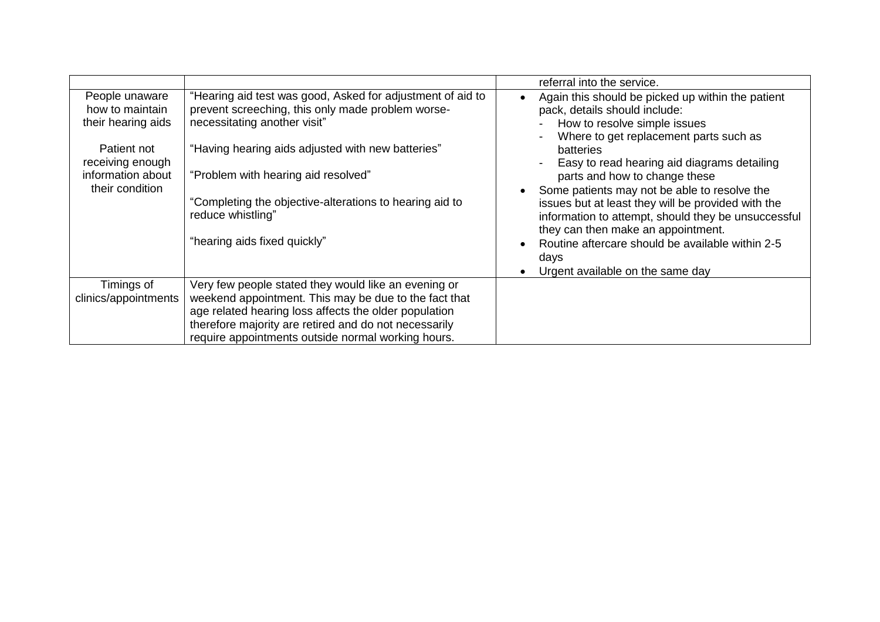| | | |
|---|---|---|
| | | referral into the service. |
| People unaware how to maintain their hearing aids<br><br>Patient not receiving enough information about their condition | "Hearing aid test was good, Asked for adjustment of aid to prevent screeching, this only made problem worse-necessitating another visit"<br><br>"Having hearing aids adjusted with new batteries"<br><br>"Problem with hearing aid resolved"<br><br>"Completing the objective-alterations to hearing aid to reduce whistling"<br><br>"hearing aids fixed quickly" | • Again this should be picked up within the patient pack, details should include:<br>- How to resolve simple issues<br>- Where to get replacement parts such as batteries<br>- Easy to read hearing aid diagrams detailing parts and how to change these<br>• Some patients may not be able to resolve the issues but at least they will be provided with the information to attempt, should they be unsuccessful they can then make an appointment.<br>• Routine aftercare should be available within 2-5 days<br>• Urgent available on the same day |
| Timings of clinics/appointments | Very few people stated they would like an evening or weekend appointment. This may be due to the fact that age related hearing loss affects the older population therefore majority are retired and do not necessarily require appointments outside normal working hours. | |